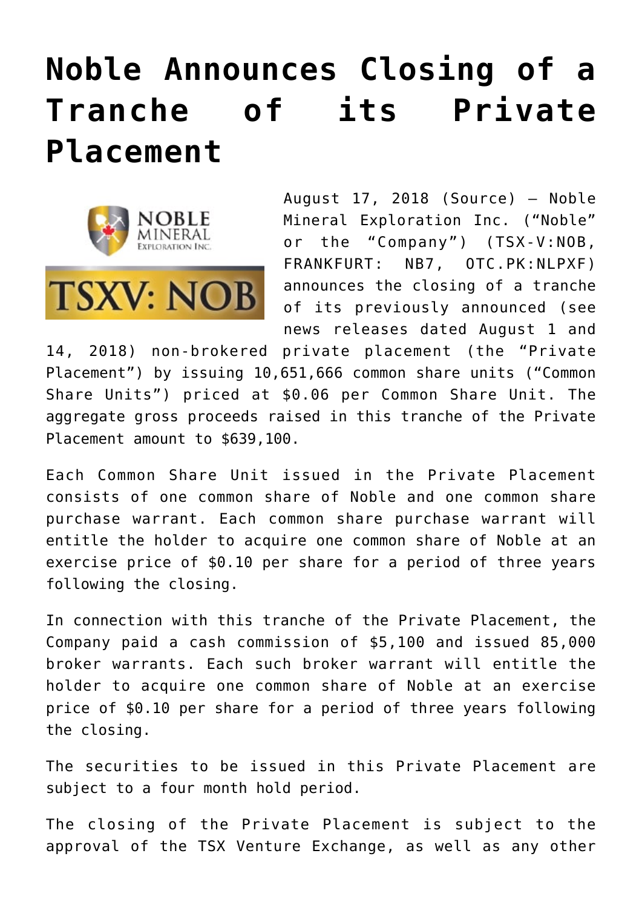# Noble Announces Closing of a Tranche of its Private Placement

August 17, 2018 (Source) — Noble Mineral Exploration Inc. ("Noble" or the "Company") (TSX-V:NOB, FRANKFURT: NB7, OTC.PK:NLPXF) announces the closing of a tranche of its previously announced (see news releases dated August 1 and 14, 2018) non-brokered private placement (the "Private Placement") by issuing 10,651,666 common share units ("Common Share Units") priced at $0.06 per Common Share Unit. The aggregate gross proceeds raised in this tranche of the Private Placement amount to $639,100.

Each Common Share Unit issued in the Private Placement consists of one common share of Noble and one common share purchase warrant. Each common share purchase warrant will entitle the holder to acquire one common share of Noble at an exercise price of $0.10 per share for a period of three years following the closing.

In connection with this tranche of the Private Placement, the Company paid a cash commission of $5,100 and issued 85,000 broker warrants. Each such broker warrant will entitle the holder to acquire one common share of Noble at an exercise price of $0.10 per share for a period of three years following the closing.

The securities to be issued in this Private Placement are subject to a four month hold period.

The closing of the Private Placement is subject to the approval of the TSX Venture Exchange, as well as any other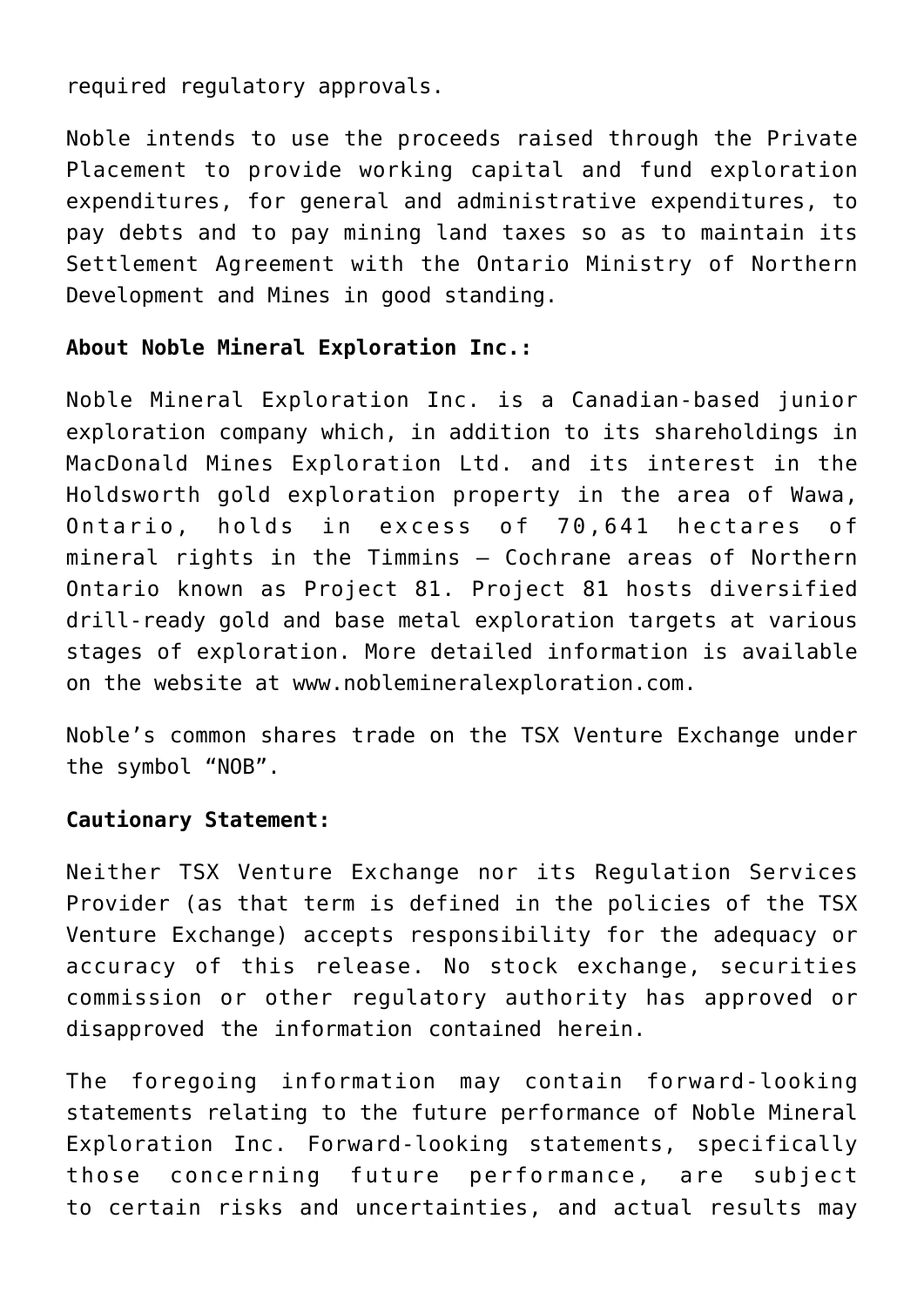required regulatory approvals.

Noble intends to use the proceeds raised through the Private Placement to provide working capital and fund exploration expenditures, for general and administrative expenditures, to pay debts and to pay mining land taxes so as to maintain its Settlement Agreement with the Ontario Ministry of Northern Development and Mines in good standing.

**About Noble Mineral Exploration Inc.:**

Noble Mineral Exploration Inc. is a Canadian-based junior exploration company which, in addition to its shareholdings in MacDonald Mines Exploration Ltd. and its interest in the Holdsworth gold exploration property in the area of Wawa, Ontario, holds in excess of 70,641 hectares of mineral rights in the Timmins – Cochrane areas of Northern Ontario known as Project 81. Project 81 hosts diversified drill-ready gold and base metal exploration targets at various stages of exploration. More detailed information is available on the website at www.noblemineralexploration.com.

Noble's common shares trade on the TSX Venture Exchange under the symbol "NOB".

**Cautionary Statement:**

Neither TSX Venture Exchange nor its Regulation Services Provider (as that term is defined in the policies of the TSX Venture Exchange) accepts responsibility for the adequacy or accuracy of this release. No stock exchange, securities commission or other regulatory authority has approved or disapproved the information contained herein.

The foregoing information may contain forward-looking statements relating to the future performance of Noble Mineral Exploration Inc. Forward-looking statements, specifically those concerning future performance, are subject to certain risks and uncertainties, and actual results may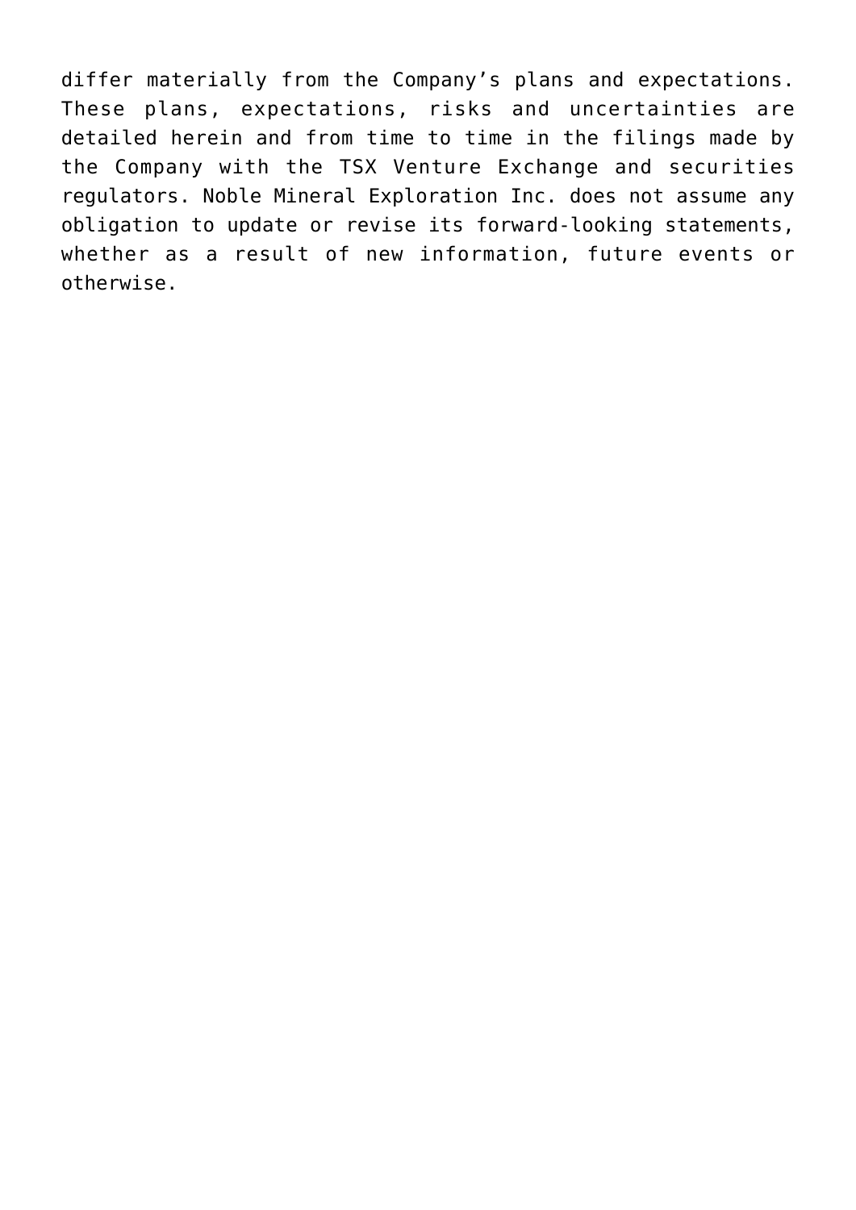differ materially from the Company's plans and expectations. These plans, expectations, risks and uncertainties are detailed herein and from time to time in the filings made by the Company with the TSX Venture Exchange and securities regulators. Noble Mineral Exploration Inc. does not assume any obligation to update or revise its forward-looking statements, whether as a result of new information, future events or otherwise.